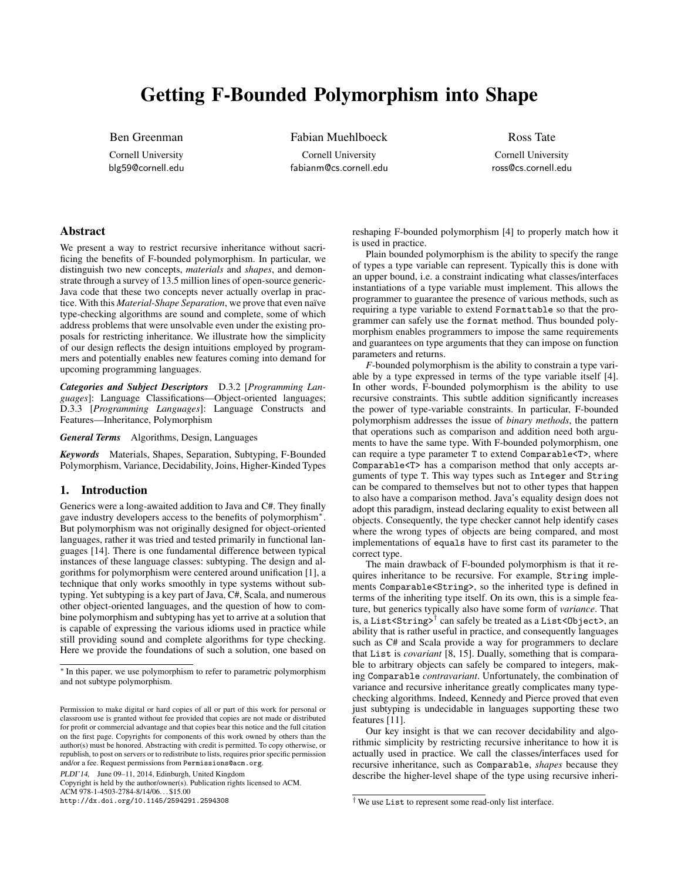# Getting F-Bounded Polymorphism into Shape

Ben Greenman
Cornell University
blg59@cornell.edu

Fabian Muehlboeck
Cornell University
fabianm@cs.cornell.edu

Ross Tate
Cornell University
ross@cs.cornell.edu

## Abstract

We present a way to restrict recursive inheritance without sacrificing the benefits of F-bounded polymorphism. In particular, we distinguish two new concepts, *materials* and *shapes*, and demonstrate through a survey of 13.5 million lines of open-source generic-Java code that these two concepts never actually overlap in practice. With this *Material-Shape Separation*, we prove that even naïve type-checking algorithms are sound and complete, some of which address problems that were unsolvable even under the existing proposals for restricting inheritance. We illustrate how the simplicity of our design reflects the design intuitions employed by programmers and potentially enables new features coming into demand for upcoming programming languages.

***Categories and Subject Descriptors*** D.3.2 [*Programming Languages*]: Language Classifications—Object-oriented languages; D.3.3 [*Programming Languages*]: Language Constructs and Features—Inheritance, Polymorphism

***General Terms*** Algorithms, Design, Languages

***Keywords*** Materials, Shapes, Separation, Subtyping, F-Bounded Polymorphism, Variance, Decidability, Joins, Higher-Kinded Types

## 1. Introduction

Generics were a long-awaited addition to Java and C#. They finally gave industry developers access to the benefits of polymorphism*. But polymorphism was not originally designed for object-oriented languages, rather it was tried and tested primarily in functional languages [14]. There is one fundamental difference between typical instances of these language classes: subtyping. The design and algorithms for polymorphism were centered around unification [1], a technique that only works smoothly in type systems without subtyping. Yet subtyping is a key part of Java, C#, Scala, and numerous other object-oriented languages, and the question of how to combine polymorphism and subtyping has yet to arrive at a solution that is capable of expressing the various idioms used in practice while still providing sound and complete algorithms for type checking. Here we provide the foundations of such a solution, one based on reshaping F-bounded polymorphism [4] to properly match how it is used in practice.

Plain bounded polymorphism is the ability to specify the range of types a type variable can represent. Typically this is done with an upper bound, i.e. a constraint indicating what classes/interfaces instantiations of a type variable must implement. This allows the programmer to guarantee the presence of various methods, such as requiring a type variable to extend `Formattable` so that the programmer can safely use the `format` method. Thus bounded polymorphism enables programmers to impose the same requirements and guarantees on type arguments that they can impose on function parameters and returns.

*F*-bounded polymorphism is the ability to constrain a type variable by a type expressed in terms of the type variable itself [4]. In other words, F-bounded polymorphism is the ability to use recursive constraints. This subtle addition significantly increases the power of type-variable constraints. In particular, F-bounded polymorphism addresses the issue of *binary methods*, the pattern that operations such as comparison and addition need both arguments to have the same type. With F-bounded polymorphism, one can require a type parameter `T` to extend `Comparable<T>`, where `Comparable<T>` has a comparison method that only accepts arguments of type `T`. This way types such as `Integer` and `String` can be compared to themselves but not to other types that happen to also have a comparison method. Java's equality design does not adopt this paradigm, instead declaring equality to exist between all objects. Consequently, the type checker cannot help identify cases where the wrong types of objects are being compared, and most implementations of `equals` have to first cast its parameter to the correct type.

The main drawback of F-bounded polymorphism is that it requires inheritance to be recursive. For example, `String` implements `Comparable<String>`, so the inherited type is defined in terms of the inheriting type itself. On its own, this is a simple feature, but generics typically also have some form of *variance*. That is, a `List<String>`† can safely be treated as a `List<Object>`, an ability that is rather useful in practice, and consequently languages such as C# and Scala provide a way for programmers to declare that `List` is *covariant* [8, 15]. Dually, something that is comparable to arbitrary objects can safely be compared to integers, making `Comparable` *contravariant*. Unfortunately, the combination of variance and recursive inheritance greatly complicates many type-checking algorithms. Indeed, Kennedy and Pierce proved that even just subtyping is undecidable in languages supporting these two features [11].

Our key insight is that we can recover decidability and algorithmic simplicity by restricting recursive inheritance to how it is actually used in practice. We call the classes/interfaces used for recursive inheritance, such as `Comparable`, *shapes* because they describe the higher-level shape of the type using recursive inheri-

---

* In this paper, we use polymorphism to refer to parametric polymorphism and not subtype polymorphism.

† We use `List` to represent some read-only list interface.

Permission to make digital or hard copies of all or part of this work for personal or classroom use is granted without fee provided that copies are not made or distributed for profit or commercial advantage and that copies bear this notice and the full citation on the first page. Copyrights for components of this work owned by others than the author(s) must be honored. Abstracting with credit is permitted. To copy otherwise, or republish, to post on servers or to redistribute to lists, requires prior specific permission and/or a fee. Request permissions from Permissions@acm.org.
*PLDI'14*, June 09–11, 2014, Edinburgh, United Kingdom
Copyright is held by the owner/author(s). Publication rights licensed to ACM.
ACM 978-1-4503-2784-8/14/06…$15.00
http://dx.doi.org/10.1145/2594291.2594308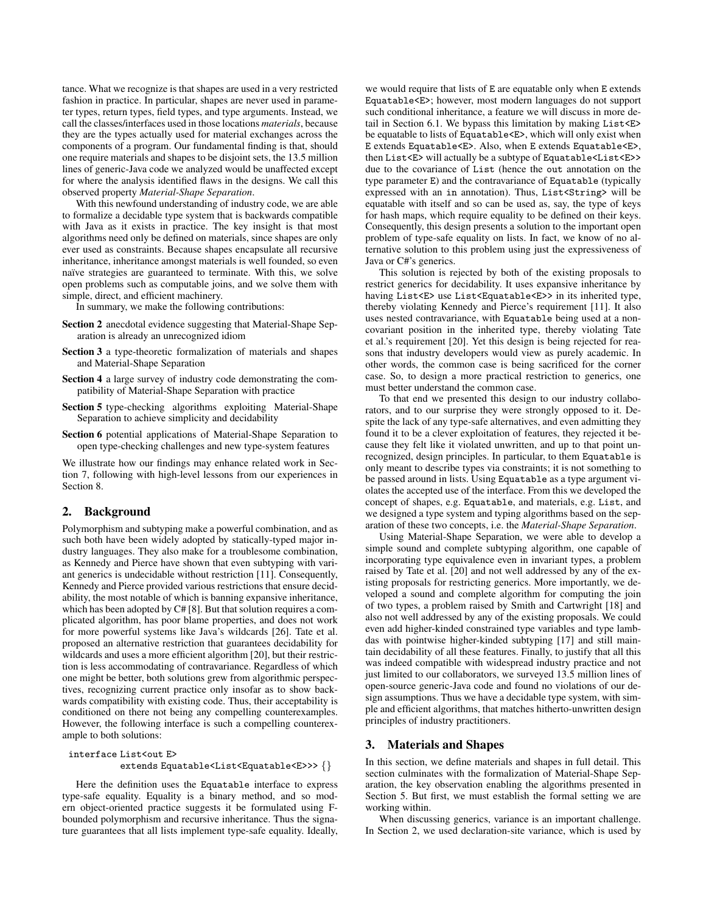tance. What we recognize is that shapes are used in a very restricted fashion in practice. In particular, shapes are never used in parameter types, return types, field types, and type arguments. Instead, we call the classes/interfaces used in those locations *materials*, because they are the types actually used for material exchanges across the components of a program. Our fundamental finding is that, should one require materials and shapes to be disjoint sets, the 13.5 million lines of generic-Java code we analyzed would be unaffected except for where the analysis identified flaws in the designs. We call this observed property *Material-Shape Separation*.

With this newfound understanding of industry code, we are able to formalize a decidable type system that is backwards compatible with Java as it exists in practice. The key insight is that most algorithms need only be defined on materials, since shapes are only ever used as constraints. Because shapes encapsulate all recursive inheritance, inheritance amongst materials is well founded, so even naïve strategies are guaranteed to terminate. With this, we solve open problems such as computable joins, and we solve them with simple, direct, and efficient machinery.

In summary, we make the following contributions:

- **Section 2** anecdotal evidence suggesting that Material-Shape Separation is already an unrecognized idiom
- **Section 3** a type-theoretic formalization of materials and shapes and Material-Shape Separation
- **Section 4** a large survey of industry code demonstrating the compatibility of Material-Shape Separation with practice
- **Section 5** type-checking algorithms exploiting Material-Shape Separation to achieve simplicity and decidability
- **Section 6** potential applications of Material-Shape Separation to open type-checking challenges and new type-system features

We illustrate how our findings may enhance related work in Section 7, following with high-level lessons from our experiences in Section 8.

## 2. Background

Polymorphism and subtyping make a powerful combination, and as such both have been widely adopted by statically-typed major industry languages. They also make for a troublesome combination, as Kennedy and Pierce have shown that even subtyping with variant generics is undecidable without restriction [11]. Consequently, Kennedy and Pierce provided various restrictions that ensure decidability, the most notable of which is banning expansive inheritance, which has been adopted by C# [8]. But that solution requires a complicated algorithm, has poor blame properties, and does not work for more powerful systems like Java's wildcards [26]. Tate et al. proposed an alternative restriction that guarantees decidability for wildcards and uses a more efficient algorithm [20], but their restriction is less accommodating of contravariance. Regardless of which one might be better, both solutions grew from algorithmic perspectives, recognizing current practice only insofar as to show backwards compatibility with existing code. Thus, their acceptability is conditioned on there not being any compelling counterexamples. However, the following interface is such a compelling counterexample to both solutions:

```
interface List<out E>
        extends Equatable<List<Equatable<E>>> {}
```

Here the definition uses the `Equatable` interface to express type-safe equality. Equality is a binary method, and so modern object-oriented practice suggests it be formulated using F-bounded polymorphism and recursive inheritance. Thus the signature guarantees that all lists implement type-safe equality. Ideally, we would require that lists of `E` are equatable only when `E` extends `Equatable<E>`; however, most modern languages do not support such conditional inheritance, a feature we will discuss in more detail in Section 6.1. We bypass this limitation by making `List<E>` be equatable to lists of `Equatable<E>`, which will only exist when `E` extends `Equatable<E>`. Also, when `E` extends `Equatable<E>`, then `List<E>` will actually be a subtype of `Equatable<List<E>>` due to the covariance of `List` (hence the `out` annotation on the type parameter `E`) and the contravariance of `Equatable` (typically expressed with an `in` annotation). Thus, `List<String>` will be equatable with itself and so can be used as, say, the type of keys for hash maps, which require equality to be defined on their keys. Consequently, this design presents a solution to the important open problem of type-safe equality on lists. In fact, we know of no alternative solution to this problem using just the expressiveness of Java or C#'s generics.

This solution is rejected by both of the existing proposals to restrict generics for decidability. It uses expansive inheritance by having `List<E>` use `List<Equatable<E>>` in its inherited type, thereby violating Kennedy and Pierce's requirement [11]. It also uses nested contravariance, with `Equatable` being used at a non-covariant position in the inherited type, thereby violating Tate et al.'s requirement [20]. Yet this design is being rejected for reasons that industry developers would view as purely academic. In other words, the common case is being sacrificed for the corner case. So, to design a more practical restriction to generics, one must better understand the common case.

To that end we presented this design to our industry collaborators, and to our surprise they were strongly opposed to it. Despite the lack of any type-safe alternatives, and even admitting they found it to be a clever exploitation of features, they rejected it because they felt like it violated unwritten, and up to that point unrecognized, design principles. In particular, to them `Equatable` is only meant to describe types via constraints; it is not something to be passed around in lists. Using `Equatable` as a type argument violates the accepted use of the interface. From this we developed the concept of shapes, e.g. `Equatable`, and materials, e.g. `List`, and we designed a type system and typing algorithms based on the separation of these two concepts, i.e. the *Material-Shape Separation*.

Using Material-Shape Separation, we were able to develop a simple sound and complete subtyping algorithm, one capable of incorporating type equivalence even in invariant types, a problem raised by Tate et al. [20] and not well addressed by any of the existing proposals for restricting generics. More importantly, we developed a sound and complete algorithm for computing the join of two types, a problem raised by Smith and Cartwright [18] and also not well addressed by any of the existing proposals. We could even add higher-kinded constrained type variables and type lambdas with pointwise higher-kinded subtyping [17] and still maintain decidability of all these features. Finally, to justify that all this was indeed compatible with widespread industry practice and not just limited to our collaborators, we surveyed 13.5 million lines of open-source generic-Java code and found no violations of our design assumptions. Thus we have a decidable type system, with simple and efficient algorithms, that matches hitherto-unwritten design principles of industry practitioners.

## 3. Materials and Shapes

In this section, we define materials and shapes in full detail. This section culminates with the formalization of Material-Shape Separation, the key observation enabling the algorithms presented in Section 5. But first, we must establish the formal setting we are working within.

When discussing generics, variance is an important challenge. In Section 2, we used declaration-site variance, which is used by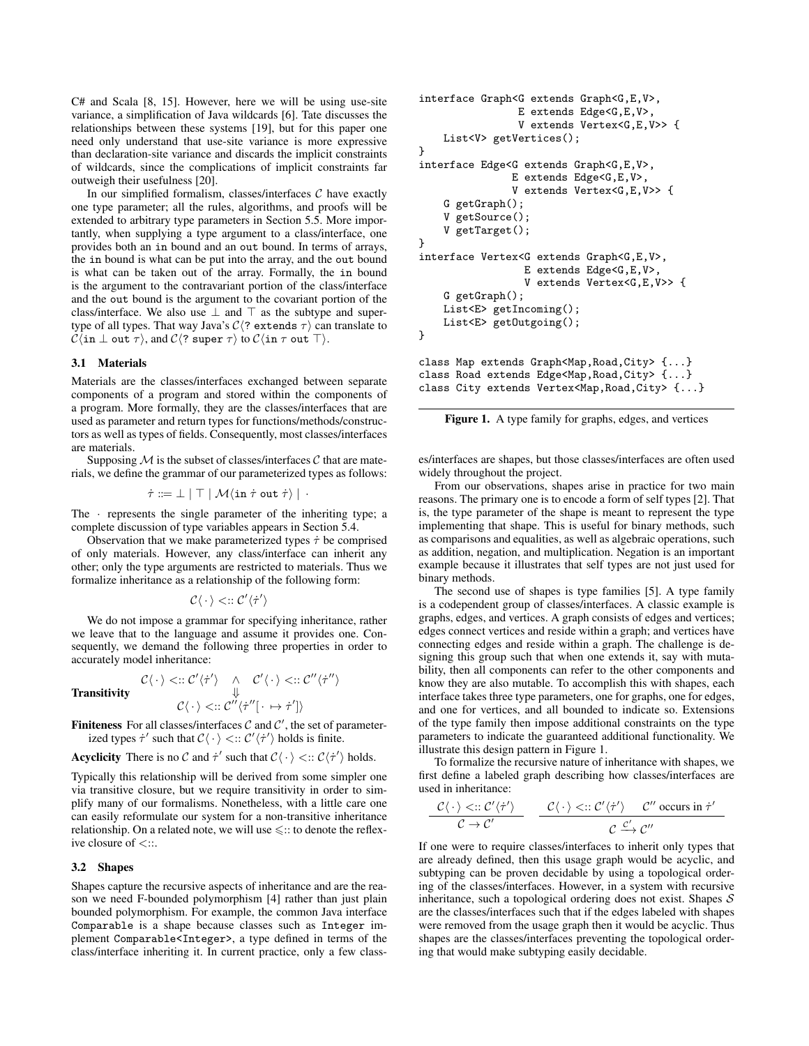C# and Scala [8, 15]. However, here we will be using use-site variance, a simplification of Java wildcards [6]. Tate discusses the relationships between these systems [19], but for this paper one need only understand that use-site variance is more expressive than declaration-site variance and discards the implicit constraints of wildcards, since the complications of implicit constraints far outweigh their usefulness [20].

In our simplified formalism, classes/interfaces $\mathcal{C}$ have exactly one type parameter; all the rules, algorithms, and proofs will be extended to arbitrary type parameters in Section 5.5. More importantly, when supplying a type argument to a class/interface, one provides both an `in` bound and an `out` bound. In terms of arrays, the `in` bound is what can be put into the array, and the `out` bound is what can be taken out of the array. Formally, the `in` bound is the argument to the contravariant portion of the class/interface and the `out` bound is the argument to the covariant portion of the class/interface. We also use $\bot$ and $\top$ as the subtype and supertype of all types. That way Java's $\mathcal{C}\langle$`? extends` $\tau\rangle$ can translate to $\mathcal{C}\langle$`in` $\bot$ `out` $\tau\rangle$, and $\mathcal{C}\langle$`? super` $\tau\rangle$ to $\mathcal{C}\langle$`in` $\tau$ `out` $\top\rangle$.

### 3.1 Materials

Materials are the classes/interfaces exchanged between separate components of a program and stored within the components of a program. More formally, they are the classes/interfaces that are used as parameter and return types for functions/methods/constructors as well as types of fields. Consequently, most classes/interfaces are materials.

Supposing $\mathcal{M}$ is the subset of classes/interfaces $\mathcal{C}$ that are materials, we define the grammar of our parameterized types as follows:

$$\dot{\tau} ::= \bot \mid \top \mid \mathcal{M}\langle \texttt{in}\ \dot{\tau}\ \texttt{out}\ \dot{\tau}\rangle \mid \cdot$$

The $\cdot$ represents the single parameter of the inheriting type; a complete discussion of type variables appears in Section 5.4.

Observation that we make parameterized types $\dot{\tau}$ be comprised of only materials. However, any class/interface can inherit any other; only the type arguments are restricted to materials. Thus we formalize inheritance as a relationship of the following form:

$$\mathcal{C}\langle\cdot\rangle <:: \mathcal{C}'\langle\dot{\tau}'\rangle$$

We do not impose a grammar for specifying inheritance, rather we leave that to the language and assume it provides one. Consequently, we demand the following three properties in order to accurately model inheritance:

**Transitivity**
$$\begin{array}{c} \mathcal{C}\langle\cdot\rangle <:: \mathcal{C}'\langle\dot{\tau}'\rangle \quad\wedge\quad \mathcal{C}'\langle\cdot\rangle <:: \mathcal{C}''\langle\dot{\tau}''\rangle \\ \Downarrow \\ \mathcal{C}\langle\cdot\rangle <:: \mathcal{C}''\langle\dot{\tau}''[\cdot\mapsto\dot{\tau}']\rangle \end{array}$$

**Finiteness** For all classes/interfaces $\mathcal{C}$ and $\mathcal{C}'$, the set of parameterized types $\dot{\tau}'$ such that $\mathcal{C}\langle\cdot\rangle <:: \mathcal{C}'\langle\dot{\tau}'\rangle$ holds is finite.

**Acyclicity** There is no $\mathcal{C}$ and $\dot{\tau}'$ such that $\mathcal{C}\langle\cdot\rangle <:: \mathcal{C}\langle\dot{\tau}'\rangle$ holds.

Typically this relationship will be derived from some simpler one via transitive closure, but we require transitivity in order to simplify many of our formalisms. Nonetheless, with a little care one can easily reformulate our system for a non-transitive inheritance relationship. On a related note, we will use $\leqslant::$ to denote the reflexive closure of $<::$.

### 3.2 Shapes

Shapes capture the recursive aspects of inheritance and are the reason we need F-bounded polymorphism [4] rather than just plain bounded polymorphism. For example, the common Java interface `Comparable` is a shape because classes such as `Integer` implement `Comparable<Integer>`, a type defined in terms of the class/interface inheriting it. In current practice, only a few classes/interfaces are shapes, but those classes/interfaces are often used widely throughout the project.

```
interface Graph<G extends Graph<G,E,V>,
                E extends Edge<G,E,V>,
                V extends Vertex<G,E,V>> {
    List<V> getVertices();
}
interface Edge<G extends Graph<G,E,V>,
               E extends Edge<G,E,V>,
               V extends Vertex<G,E,V>> {
    G getGraph();
    V getSource();
    V getTarget();
}
interface Vertex<G extends Graph<G,E,V>,
                 E extends Edge<G,E,V>,
                 V extends Vertex<G,E,V>> {
    G getGraph();
    List<E> getIncoming();
    List<E> getOutgoing();
}

class Map extends Graph<Map,Road,City> {...}
class Road extends Edge<Map,Road,City> {...}
class City extends Vertex<Map,Road,City> {...}
```

**Figure 1.** A type family for graphs, edges, and vertices

From our observations, shapes arise in practice for two main reasons. The primary one is to encode a form of self types [2]. That is, the type parameter of the shape is meant to represent the type implementing that shape. This is useful for binary methods, such as comparisons and equalities, as well as algebraic operations, such as addition, negation, and multiplication. Negation is an important example because it illustrates that self types are not just used for binary methods.

The second use of shapes is type families [5]. A type family is a codependent group of classes/interfaces. A classic example is graphs, edges, and vertices. A graph consists of edges and vertices; edges connect vertices and reside within a graph; and vertices have connecting edges and reside within a graph. The challenge is designing this group such that when one extends it, say with mutability, then all components can refer to the other components and know they are also mutable. To accomplish this with shapes, each interface takes three type parameters, one for graphs, one for edges, and one for vertices, and all bounded to indicate so. Extensions of the type family then impose additional constraints on the type parameters to indicate the guaranteed additional functionality. We illustrate this design pattern in Figure 1.

To formalize the recursive nature of inheritance with shapes, we first define a labeled graph describing how classes/interfaces are used in inheritance:

$$\frac{\mathcal{C}\langle\cdot\rangle <:: \mathcal{C}'\langle\dot{\tau}'\rangle}{\mathcal{C}\rightarrow\mathcal{C}'} \qquad \frac{\mathcal{C}\langle\cdot\rangle <:: \mathcal{C}'\langle\dot{\tau}'\rangle \quad \mathcal{C}''\text{ occurs in }\dot{\tau}'}{\mathcal{C}\xrightarrow{\mathcal{C}'}\mathcal{C}''}$$

If one were to require classes/interfaces to inherit only types that are already defined, then this usage graph would be acyclic, and subtyping can be proven decidable by using a topological ordering of the classes/interfaces. However, in a system with recursive inheritance, such a topological ordering does not exist. Shapes $\mathcal{S}$ are the classes/interfaces such that if the edges labeled with shapes were removed from the usage graph then it would be acyclic. Thus shapes are the classes/interfaces preventing the topological ordering that would make subtyping easily decidable.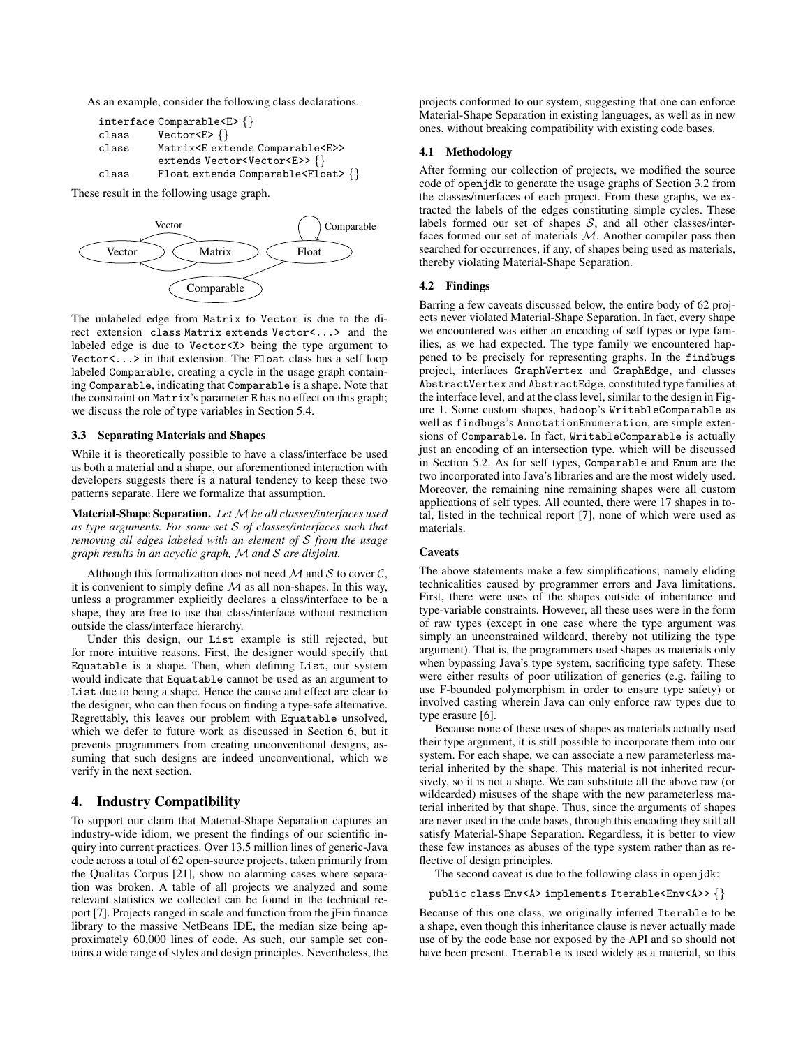As an example, consider the following class declarations.

```
interface Comparable<E> {}
class     Vector<E> {}
class     Matrix<E extends Comparable<E>>
          extends Vector<Vector<E>> {}
class     Float extends Comparable<Float> {}
```

These result in the following usage graph.

Vector
Comparable
Vector
Matrix
Float
Comparable

The unlabeled edge from `Matrix` to `Vector` is due to the direct extension `class Matrix extends Vector<...>` and the labeled edge is due to `Vector<X>` being the type argument to `Vector<...>` in that extension. The `Float` class has a self loop labeled `Comparable`, creating a cycle in the usage graph containing `Comparable`, indicating that `Comparable` is a shape. Note that the constraint on `Matrix`'s parameter `E` has no effect on this graph; we discuss the role of type variables in Section 5.4.

### 3.3 Separating Materials and Shapes

While it is theoretically possible to have a class/interface be used as both a material and a shape, our aforementioned interaction with developers suggests there is a natural tendency to keep these two patterns separate. Here we formalize that assumption.

**Material-Shape Separation.** *Let $\mathcal{M}$ be all classes/interfaces used as type arguments. For some set $\mathcal{S}$ of classes/interfaces such that removing all edges labeled with an element of $\mathcal{S}$ from the usage graph results in an acyclic graph, $\mathcal{M}$ and $\mathcal{S}$ are disjoint.*

Although this formalization does not need $\mathcal{M}$ and $\mathcal{S}$ to cover $\mathcal{C}$, it is convenient to simply define $\mathcal{M}$ as all non-shapes. In this way, unless a programmer explicitly declares a class/interface to be a shape, they are free to use that class/interface without restriction outside the class/interface hierarchy.

Under this design, our `List` example is still rejected, but for more intuitive reasons. First, the designer would specify that `Equatable` is a shape. Then, when defining `List`, our system would indicate that `Equatable` cannot be used as an argument to `List` due to being a shape. Hence the cause and effect are clear to the designer, who can then focus on finding a type-safe alternative. Regrettably, this leaves our problem with `Equatable` unsolved, which we defer to future work as discussed in Section 6, but it prevents programmers from creating unconventional designs, assuming that such designs are indeed unconventional, which we verify in the next section.

## 4. Industry Compatibility

To support our claim that Material-Shape Separation captures an industry-wide idiom, we present the findings of our scientific inquiry into current practices. Over 13.5 million lines of generic-Java code across a total of 62 open-source projects, taken primarily from the Qualitas Corpus [21], show no alarming cases where separation was broken. A table of all projects we analyzed and some relevant statistics we collected can be found in the technical report [7]. Projects ranged in scale and function from the jFin finance library to the massive NetBeans IDE, the median size being approximately 60,000 lines of code. As such, our sample set contains a wide range of styles and design principles. Nevertheless, the projects conformed to our system, suggesting that one can enforce Material-Shape Separation in existing languages, as well as in new ones, without breaking compatibility with existing code bases.

### 4.1 Methodology

After forming our collection of projects, we modified the source code of `openjdk` to generate the usage graphs of Section 3.2 from the classes/interfaces of each project. From these graphs, we extracted the labels of the edges constituting simple cycles. These labels formed our set of shapes $\mathcal{S}$, and all other classes/interfaces formed our set of materials $\mathcal{M}$. Another compiler pass then searched for occurrences, if any, of shapes being used as materials, thereby violating Material-Shape Separation.

### 4.2 Findings

Barring a few caveats discussed below, the entire body of 62 projects never violated Material-Shape Separation. In fact, every shape we encountered was either an encoding of self types or type families, as we had expected. The type family we encountered happened to be precisely for representing graphs. In the `findbugs` project, interfaces `GraphVertex` and `GraphEdge`, and classes `AbstractVertex` and `AbstractEdge`, constituted type families at the interface level, and at the class level, similar to the design in Figure 1. Some custom shapes, `hadoop`'s `WritableComparable` as well as `findbugs`'s `AnnotationEnumeration`, are simple extensions of `Comparable`. In fact, `WritableComparable` is actually just an encoding of an intersection type, which will be discussed in Section 5.2. As for self types, `Comparable` and `Enum` are the two incorporated into Java's libraries and are the most widely used. Moreover, the remaining nine remaining shapes were all custom applications of self types. All counted, there were 17 shapes in total, listed in the technical report [7], none of which were used as materials.

#### Caveats

The above statements make a few simplifications, namely eliding technicalities caused by programmer errors and Java limitations. First, there were uses of the shapes outside of inheritance and type-variable constraints. However, all these uses were in the form of raw types (except in one case where the type argument was simply an unconstrained wildcard, thereby not utilizing the type argument). That is, the programmers used shapes as materials only when bypassing Java's type system, sacrificing type safety. These were either results of poor utilization of generics (e.g. failing to use F-bounded polymorphism in order to ensure type safety) or involved casting wherein Java can only enforce raw types due to type erasure [6].

Because none of these uses of shapes as materials actually used their type argument, it is still possible to incorporate them into our system. For each shape, we can associate a new parameterless material inherited by the shape. This material is not inherited recursively, so it is not a shape. We can substitute all the above raw (or wildcarded) misuses of the shape with the new parameterless material inherited by that shape. Thus, since the arguments of shapes are never used in the code bases, through this encoding they still all satisfy Material-Shape Separation. Regardless, it is better to view these few instances as abuses of the type system rather than as reflective of design principles.

The second caveat is due to the following class in `openjdk`:

```
public class Env<A> implements Iterable<Env<A>> {}
```

Because of this one class, we originally inferred `Iterable` to be a shape, even though this inheritance clause is never actually made use of by the code base nor exposed by the API and so should not have been present. `Iterable` is used widely as a material, so this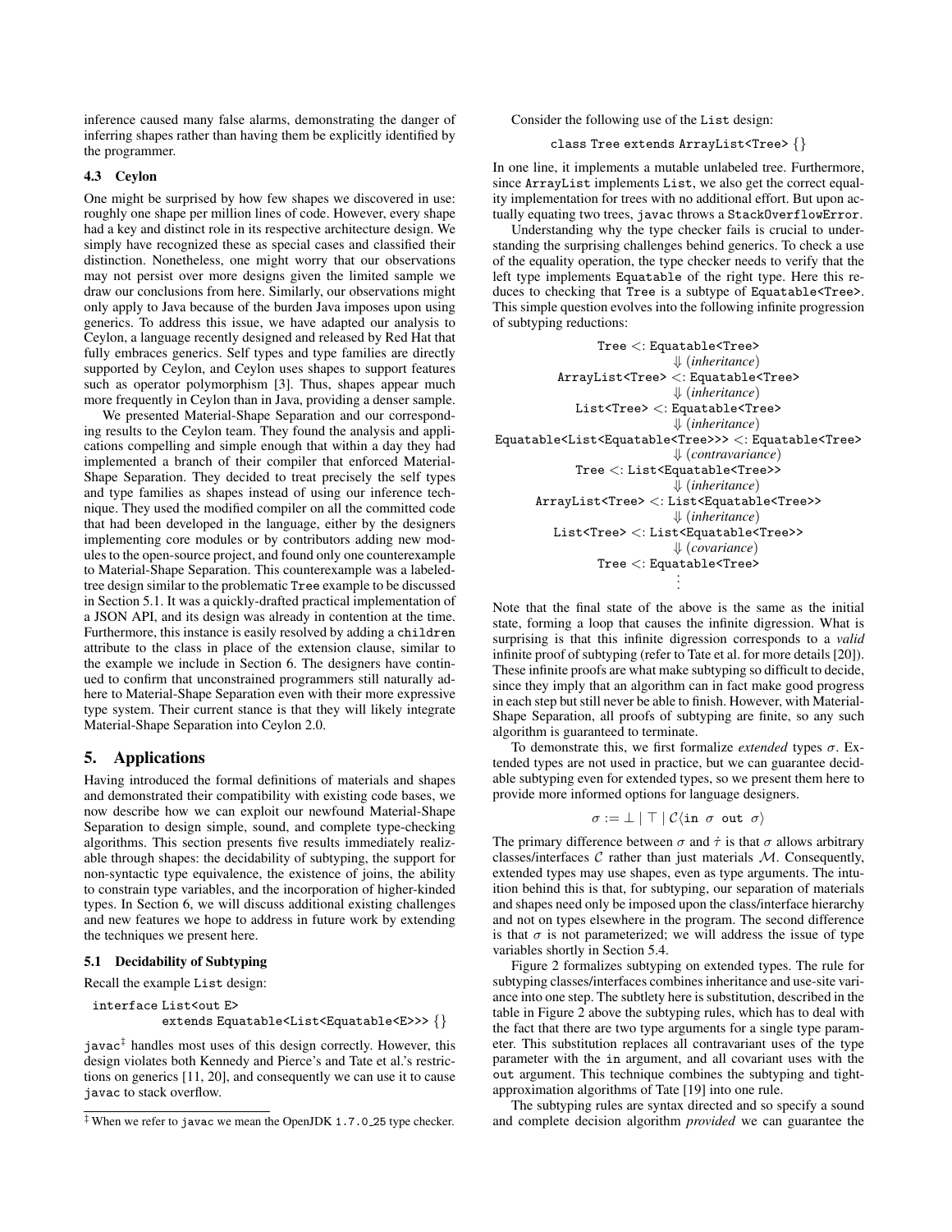inference caused many false alarms, demonstrating the danger of inferring shapes rather than having them be explicitly identified by the programmer.

### 4.3 Ceylon

One might be surprised by how few shapes we discovered in use: roughly one shape per million lines of code. However, every shape had a key and distinct role in its respective architecture design. We simply have recognized these as special cases and classified their distinction. Nonetheless, one might worry that our observations may not persist over more designs given the limited sample we draw our conclusions from here. Similarly, our observations might only apply to Java because of the burden Java imposes upon using generics. To address this issue, we have adapted our analysis to Ceylon, a language recently designed and released by Red Hat that fully embraces generics. Self types and type families are directly supported by Ceylon, and Ceylon uses shapes to support features such as operator polymorphism [3]. Thus, shapes appear much more frequently in Ceylon than in Java, providing a denser sample.

We presented Material-Shape Separation and our corresponding results to the Ceylon team. They found the analysis and applications compelling and simple enough that within a day they had implemented a branch of their compiler that enforced Material-Shape Separation. They decided to treat precisely the self types and type families as shapes instead of using our inference technique. They used the modified compiler on all the committed code that had been developed in the language, either by the designers implementing core modules or by contributors adding new modules to the open-source project, and found only one counterexample to Material-Shape Separation. This counterexample was a labeled-tree design similar to the problematic `Tree` example to be discussed in Section 5.1. It was a quickly-drafted practical implementation of a JSON API, and its design was already in contention at the time. Furthermore, this instance is easily resolved by adding a `children` attribute to the class in place of the extension clause, similar to the example we include in Section 6. The designers have continued to confirm that unconstrained programmers still naturally adhere to Material-Shape Separation even with their more expressive type system. Their current stance is that they will likely integrate Material-Shape Separation into Ceylon 2.0.

## 5. Applications

Having introduced the formal definitions of materials and shapes and demonstrated their compatibility with existing code bases, we now describe how we can exploit our newfound Material-Shape Separation to design simple, sound, and complete type-checking algorithms. This section presents five results immediately realizable through shapes: the decidability of subtyping, the support for non-syntactic type equivalence, the existence of joins, the ability to constrain type variables, and the incorporation of higher-kinded types. In Section 6, we will discuss additional existing challenges and new features we hope to address in future work by extending the techniques we present here.

### 5.1 Decidability of Subtyping

Recall the example `List` design:

```
interface List<out E>
        extends Equatable<List<Equatable<E>>> {}
```

`javac`[‡] handles most uses of this design correctly. However, this design violates both Kennedy and Pierce's and Tate et al.'s restrictions on generics [11, 20], and consequently we can use it to cause `javac` to stack overflow.

[‡] When we refer to `javac` we mean the OpenJDK 1.7.0_25 type checker.

Consider the following use of the `List` design:

```
class Tree extends ArrayList<Tree> {}
```

In one line, it implements a mutable unlabeled tree. Furthermore, since `ArrayList` implements `List`, we also get the correct equality implementation for trees with no additional effort. But upon actually equating two trees, `javac` throws a `StackOverflowError`.

Understanding why the type checker fails is crucial to understanding the surprising challenges behind generics. To check a use of the equality operation, the type checker needs to verify that the left type implements `Equatable` of the right type. Here this reduces to checking that `Tree` is a subtype of `Equatable<Tree>`. This simple question evolves into the following infinite progression of subtyping reductions:

$$
\begin{array}{c}
\texttt{Tree} <: \texttt{Equatable<Tree>} \\
\Downarrow (\textit{inheritance}) \\
\texttt{ArrayList<Tree>} <: \texttt{Equatable<Tree>} \\
\Downarrow (\textit{inheritance}) \\
\texttt{List<Tree>} <: \texttt{Equatable<Tree>} \\
\Downarrow (\textit{inheritance}) \\
\texttt{Equatable<List<Equatable<Tree>>>} <: \texttt{Equatable<Tree>} \\
\Downarrow (\textit{contravariance}) \\
\texttt{Tree} <: \texttt{List<Equatable<Tree>>} \\
\Downarrow (\textit{inheritance}) \\
\texttt{ArrayList<Tree>} <: \texttt{List<Equatable<Tree>>} \\
\Downarrow (\textit{inheritance}) \\
\texttt{List<Tree>} <: \texttt{List<Equatable<Tree>>} \\
\Downarrow (\textit{covariance}) \\
\texttt{Tree} <: \texttt{Equatable<Tree>} \\
\vdots
\end{array}
$$

Note that the final state of the above is the same as the initial state, forming a loop that causes the infinite digression. What is surprising is that this infinite digression corresponds to a *valid* infinite proof of subtyping (refer to Tate et al. for more details [20]). These infinite proofs are what make subtyping so difficult to decide, since they imply that an algorithm can in fact make good progress in each step but still never be able to finish. However, with Material-Shape Separation, all proofs of subtyping are finite, so any such algorithm is guaranteed to terminate.

To demonstrate this, we first formalize *extended* types $\sigma$. Extended types are not used in practice, but we can guarantee decidable subtyping even for extended types, so we present them here to provide more informed options for language designers.

$$\sigma := \bot \mid \top \mid \mathcal{C}\langle \texttt{in } \sigma \texttt{ out } \sigma \rangle$$

The primary difference between $\sigma$ and $\dot{\tau}$ is that $\sigma$ allows arbitrary classes/interfaces $\mathcal{C}$ rather than just materials $\mathcal{M}$. Consequently, extended types may use shapes, even as type arguments. The intuition behind this is that, for subtyping, our separation of materials and shapes need only be imposed upon the class/interface hierarchy and not on types elsewhere in the program. The second difference is that $\sigma$ is not parameterized; we will address the issue of type variables shortly in Section 5.4.

Figure 2 formalizes subtyping on extended types. The rule for subtyping classes/interfaces combines inheritance and use-site variance into one step. The subtlety here is substitution, described in the table in Figure 2 above the subtyping rules, which has to deal with the fact that there are two type arguments for a single type parameter. This substitution replaces all contravariant uses of the type parameter with the `in` argument, and all covariant uses with the `out` argument. This technique combines the subtyping and tight-approximation algorithms of Tate [19] into one rule.

The subtyping rules are syntax directed and so specify a sound and complete decision algorithm *provided* we can guarantee the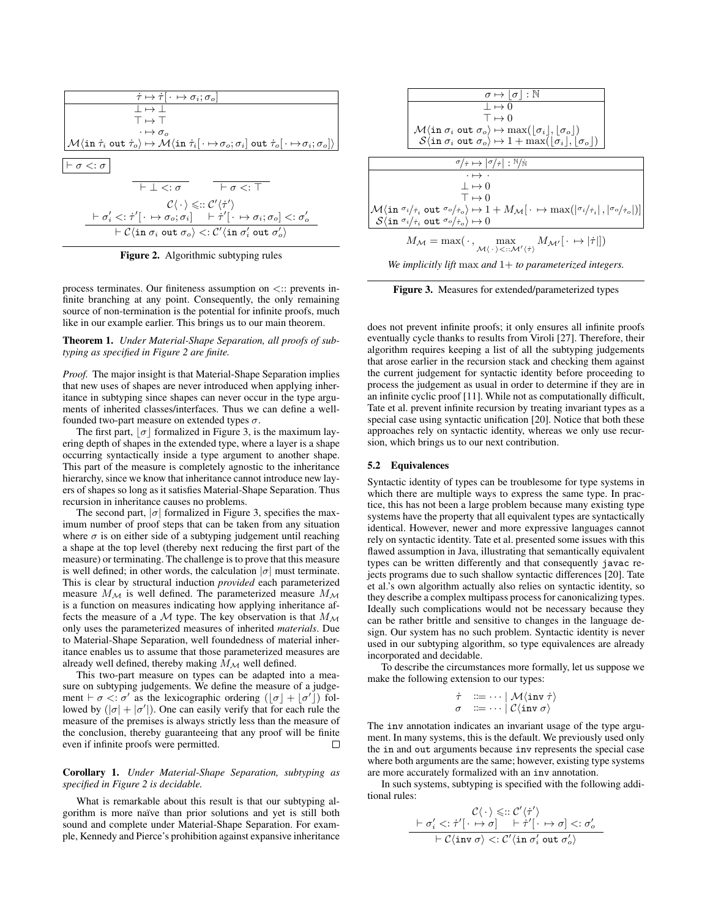$$\dot\tau \mapsto \dot\tau[\,\cdot \mapsto \sigma_i;\sigma_o]$$

$$\bot \mapsto \bot$$
$$\top \mapsto \top$$
$$\cdot \mapsto \sigma_o$$
$$\mathcal{M}\langle \texttt{in}\ \dot\tau_i\ \texttt{out}\ \dot\tau_o\rangle \mapsto \mathcal{M}\langle \texttt{in}\ \dot\tau_i[\,\cdot \mapsto \sigma_o;\sigma_i]\ \texttt{out}\ \dot\tau_o[\,\cdot \mapsto \sigma_i;\sigma_o]\rangle$$

$\boxed{\vdash \sigma <: \sigma}$

$$\frac{}{\vdash \bot <: \sigma} \qquad \frac{}{\vdash \sigma <: \top}$$

$$\frac{\mathcal{C}\langle\,\cdot\,\rangle \leqslant:: \mathcal{C}'\langle \dot\tau'\rangle \quad \vdash \sigma_i' <: \dot\tau'[\,\cdot \mapsto \sigma_o;\sigma_i] \quad \vdash \dot\tau'[\,\cdot \mapsto \sigma_i;\sigma_o] <: \sigma_o'}{\vdash \mathcal{C}\langle \texttt{in}\ \sigma_i\ \texttt{out}\ \sigma_o\rangle <: \mathcal{C}'\langle \texttt{in}\ \sigma_i'\ \texttt{out}\ \sigma_o'\rangle}$$

**Figure 2.** Algorithmic subtyping rules

process terminates. Our finiteness assumption on $<::$ prevents infinite branching at any point. Consequently, the only remaining source of non-termination is the potential for infinite proofs, much like in our example earlier. This brings us to our main theorem.

**Theorem 1.** *Under Material-Shape Separation, all proofs of subtyping as specified in Figure 2 are finite.*

*Proof.* The major insight is that Material-Shape Separation implies that new uses of shapes are never introduced when applying inheritance in subtyping since shapes can never occur in the type arguments of inherited classes/interfaces. Thus we can define a well-founded two-part measure on extended types $\sigma$.

The first part, $\lfloor\sigma\rfloor$ formalized in Figure 3, is the maximum layering depth of shapes in the extended type, where a layer is a shape occurring syntactically inside a type argument to another shape. This part of the measure is completely agnostic to the inheritance hierarchy, since we know that inheritance cannot introduce new layers of shapes so long as it satisfies Material-Shape Separation. Thus recursion in inheritance causes no problems.

The second part, $|\sigma|$ formalized in Figure 3, specifies the maximum number of proof steps that can be taken from any situation where $\sigma$ is on either side of a subtyping judgement until reaching a shape at the top level (thereby next reducing the first part of the measure) or terminating. The challenge is to prove that this measure is well defined; in other words, the calculation $|\sigma|$ must terminate. This is clear by structural induction *provided* each parameterized measure $M_\mathcal{M}$ is well defined. The parameterized measure $M_\mathcal{M}$ is a function on measures indicating how applying inheritance affects the measure of a $\mathcal{M}$ type. The key observation is that $M_\mathcal{M}$ only uses the parameterized measures of inherited *materials*. Due to Material-Shape Separation, well foundedness of material inheritance enables us to assume that those parameterized measures are already well defined, thereby making $M_\mathcal{M}$ well defined.

This two-part measure on types can be adapted into a measure on subtyping judgements. We define the measure of a judgement $\vdash \sigma <: \sigma'$ as the lexicographic ordering $(\lfloor\sigma\rfloor + \lfloor\sigma'\rfloor)$ followed by $(|\sigma| + |\sigma'|)$. One can easily verify that for each rule the measure of the premises is always strictly less than the measure of the conclusion, thereby guaranteeing that any proof will be finite even if infinite proofs were permitted. ☐

**Corollary 1.** *Under Material-Shape Separation, subtyping as specified in Figure 2 is decidable.*

What is remarkable about this result is that our subtyping algorithm is more naïve than prior solutions and yet is still both sound and complete under Material-Shape Separation. For example, Kennedy and Pierce's prohibition against expansive inheritance

$$\sigma \mapsto \lfloor\sigma\rfloor : \mathbb{N}$$
$$\bot \mapsto 0$$
$$\top \mapsto 0$$
$$\mathcal{M}\langle \texttt{in}\ \sigma_i\ \texttt{out}\ \sigma_o\rangle \mapsto \max(\lfloor\sigma_i\rfloor, \lfloor\sigma_o\rfloor)$$
$$\mathcal{S}\langle \texttt{in}\ \sigma_i\ \texttt{out}\ \sigma_o\rangle \mapsto 1 + \max(\lfloor\sigma_i\rfloor, \lfloor\sigma_o\rfloor)$$

$$\sigma/\dot\tau \mapsto |\sigma/\dot\tau| : \mathbb{N}/\dot{\mathbb{N}}$$
$$\cdot \mapsto \cdot$$
$$\bot \mapsto 0$$
$$\top \mapsto 0$$
$$\mathcal{M}\langle \texttt{in}\ \sigma_i/\dot\tau_i\ \texttt{out}\ \sigma_o/\dot\tau_o\rangle \mapsto 1 + M_\mathcal{M}[\,\cdot \mapsto \max(|\sigma_i/\dot\tau_i|, |\sigma_o/\dot\tau_o|)]$$
$$\mathcal{S}\langle \texttt{in}\ \sigma_i/\dot\tau_i\ \texttt{out}\ \sigma_o/\dot\tau_o\rangle \mapsto 0$$

$$M_\mathcal{M} = \max(\,\cdot\,, \max_{\mathcal{M}\langle\,\cdot\,\rangle <:: \mathcal{M}'\langle\dot\tau\rangle} M_{\mathcal{M}'}[\,\cdot \mapsto |\dot\tau|])$$

*We implicitly lift* max *and* 1+ *to parameterized integers.*

**Figure 3.** Measures for extended/parameterized types

does not prevent infinite proofs; it only ensures all infinite proofs eventually cycle thanks to results from Viroli [27]. Therefore, their algorithm requires keeping a list of all the subtyping judgements that arose earlier in the recursion stack and checking them against the current judgement for syntactic identity before proceeding to process the judgement as usual in order to determine if they are in an infinite cyclic proof [11]. While not as computationally difficult, Tate et al. prevent infinite recursion by treating invariant types as a special case using syntactic unification [20]. Notice that both these approaches rely on syntactic identity, whereas we only use recursion, which brings us to our next contribution.

### 5.2 Equivalences

Syntactic identity of types can be troublesome for type systems in which there are multiple ways to express the same type. In practice, this has not been a large problem because many existing type systems have the property that all equivalent types are syntactically identical. However, newer and more expressive languages cannot rely on syntactic identity. Tate et al. presented some issues with this flawed assumption in Java, illustrating that semantically equivalent types can be written differently and that consequently `javac` rejects programs due to such shallow syntactic differences [20]. Tate et al.'s own algorithm actually also relies on syntactic identity, so they describe a complex multipass process for canonicalizing types. Ideally such complications would not be necessary because they can be rather brittle and sensitive to changes in the language design. Our system has no such problem. Syntactic identity is never used in our subtyping algorithm, so type equivalences are already incorporated and decidable.

To describe the circumstances more formally, let us suppose we make the following extension to our types:

$$\dot\tau \ ::= \cdots \mid \mathcal{M}\langle \texttt{inv}\ \dot\tau\rangle$$
$$\sigma \ ::= \cdots \mid \mathcal{C}\langle \texttt{inv}\ \sigma\rangle$$

The `inv` annotation indicates an invariant usage of the type argument. In many systems, this is the default. We previously used only the `in` and `out` arguments because `inv` represents the special case where both arguments are the same; however, existing type systems are more accurately formalized with an `inv` annotation.

In such systems, subtyping is specified with the following additional rules:

$$\frac{\mathcal{C}\langle\,\cdot\,\rangle \leqslant:: \mathcal{C}'\langle \dot\tau'\rangle \quad \vdash \sigma_i' <: \dot\tau'[\,\cdot \mapsto \sigma] \quad \vdash \dot\tau'[\,\cdot \mapsto \sigma] <: \sigma_o'}{\vdash \mathcal{C}\langle \texttt{inv}\ \sigma\rangle <: \mathcal{C}'\langle \texttt{in}\ \sigma_i'\ \texttt{out}\ \sigma_o'\rangle}$$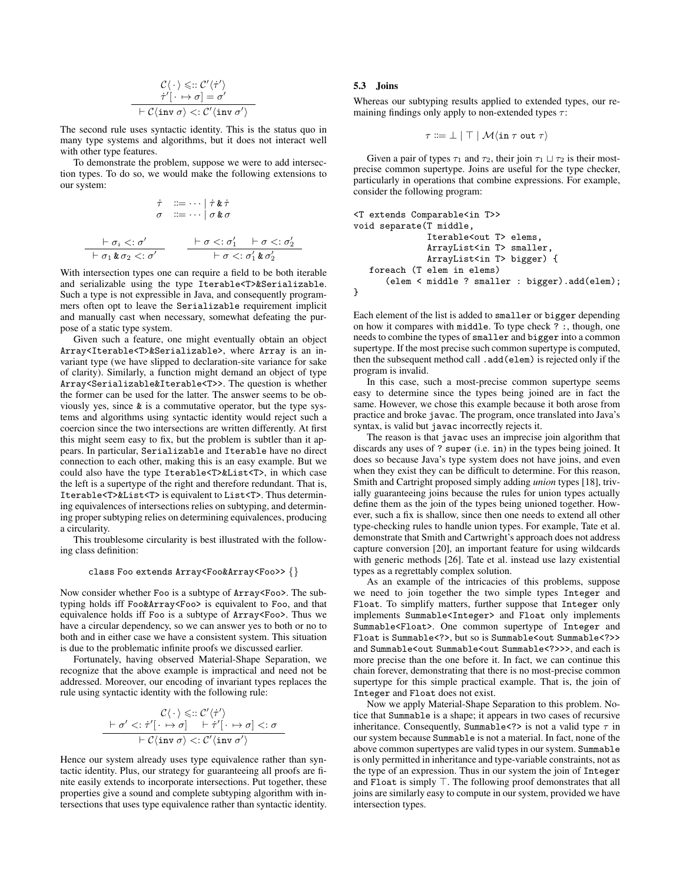$$\frac{\mathcal{C}\langle\,\cdot\,\rangle \leqslant:: \mathcal{C}'\langle\dot{\tau}'\rangle \qquad \dot{\tau}'[\,\cdot\,\mapsto\sigma] = \sigma'}{\vdash \mathcal{C}\langle \texttt{inv}\ \sigma\rangle <: \mathcal{C}'\langle\texttt{inv}\ \sigma'\rangle}$$

The second rule uses syntactic identity. This is the status quo in many type systems and algorithms, but it does not interact well with other type features.

To demonstrate the problem, suppose we were to add intersection types. To do so, we would make the following extensions to our system:

$$\dot{\tau} \quad ::= \cdots \mid \dot{\tau}\ \&\ \dot{\tau}$$
$$\sigma \quad ::= \cdots \mid \sigma\ \&\ \sigma$$

$$\frac{\vdash \sigma_i <: \sigma'}{\vdash \sigma_1\ \&\ \sigma_2 <: \sigma'} \qquad \frac{\vdash \sigma <: \sigma_1' \quad \vdash \sigma <: \sigma_2'}{\vdash \sigma <: \sigma_1'\ \&\ \sigma_2'}$$

With intersection types one can require a field to be both iterable and serializable using the type `Iterable<T>&Serializable`. Such a type is not expressible in Java, and consequently programmers often opt to leave the `Serializable` requirement implicit and manually cast when necessary, somewhat defeating the purpose of a static type system.

Given such a feature, one might eventually obtain an object `Array<Iterable<T>&Serializable>`, where `Array` is an invariant type (we have slipped to declaration-site variance for sake of clarity). Similarly, a function might demand an object of type `Array<Serializable&Iterable<T>>`. The question is whether the former can be used for the latter. The answer seems to be obviously yes, since `&` is a commutative operator, but the type systems and algorithms using syntactic identity would reject such a coercion since the two intersections are written differently. At first this might seem easy to fix, but the problem is subtler than it appears. In particular, `Serializable` and `Iterable` have no direct connection to each other, making this is an easy example. But we could also have the type `Iterable<T>&List<T>`, in which case the left is a supertype of the right and therefore redundant. That is, `Iterable<T>&List<T>` is equivalent to `List<T>`. Thus determining equivalences of intersections relies on subtyping, and determining proper subtyping relies on determining equivalences, producing a circularity.

This troublesome circularity is best illustrated with the following class definition:

```
class Foo extends Array<Foo&Array<Foo>> {}
```

Now consider whether `Foo` is a subtype of `Array<Foo>`. The subtyping holds iff `Foo&Array<Foo>` is equivalent to `Foo`, and that equivalence holds iff `Foo` is a subtype of `Array<Foo>`. Thus we have a circular dependency, so we can answer yes to both or no to both and in either case we have a consistent system. This situation is due to the problematic infinite proofs we discussed earlier.

Fortunately, having observed Material-Shape Separation, we recognize that the above example is impractical and need not be addressed. Moreover, our encoding of invariant types replaces the rule using syntactic identity with the following rule:

$$\frac{\mathcal{C}\langle\,\cdot\,\rangle \leqslant:: \mathcal{C}'\langle\dot{\tau}'\rangle \qquad \vdash \sigma' <: \dot{\tau}'[\,\cdot\,\mapsto\sigma] \quad \vdash \dot{\tau}'[\,\cdot\,\mapsto\sigma] <: \sigma}{\vdash \mathcal{C}\langle \texttt{inv}\ \sigma\rangle <: \mathcal{C}'\langle\texttt{inv}\ \sigma'\rangle}$$

Hence our system already uses type equivalence rather than syntactic identity. Plus, our strategy for guaranteeing all proofs are finite easily extends to incorporate intersections. Put together, these properties give a sound and complete subtyping algorithm with intersections that uses type equivalence rather than syntactic identity.

### 5.3 Joins

Whereas our subtyping results applied to extended types, our remaining findings only apply to non-extended types $\tau$:

$$\tau ::= \bot \mid \top \mid \mathcal{M}\langle \texttt{in}\ \tau\ \texttt{out}\ \tau\rangle$$

Given a pair of types $\tau_1$ and $\tau_2$, their join $\tau_1 \sqcup \tau_2$ is their most-precise common supertype. Joins are useful for the type checker, particularly in operations that combine expressions. For example, consider the following program:

```
<T extends Comparable<in T>>
void separate(T middle,
              Iterable<out T> elems,
              ArrayList<in T> smaller,
              ArrayList<in T> bigger) {
   foreach (T elem in elems)
      (elem < middle ? smaller : bigger).add(elem);
}
```

Each element of the list is added to `smaller` or `bigger` depending on how it compares with `middle`. To type check `? :`, though, one needs to combine the types of `smaller` and `bigger` into a common supertype. If the most precise such common supertype is computed, then the subsequent method call `.add(elem)` is rejected only if the program is invalid.

In this case, such a most-precise common supertype seems easy to determine since the types being joined are in fact the same. However, we chose this example because it both arose from practice and broke `javac`. The program, once translated into Java's syntax, is valid but `javac` incorrectly rejects it.

The reason is that `javac` uses an imprecise join algorithm that discards any uses of `? super` (i.e. `in`) in the types being joined. It does so because Java's type system does not have joins, and even when they exist they can be difficult to determine. For this reason, Smith and Cartright proposed simply adding *union* types [18], trivially guaranteeing joins because the rules for union types actually define them as the join of the types being unioned together. However, such a fix is shallow, since then one needs to extend all other type-checking rules to handle union types. For example, Tate et al. demonstrate that Smith and Cartwright's approach does not address capture conversion [20], an important feature for using wildcards with generic methods [26]. Tate et al. instead use lazy existential types as a regrettably complex solution.

As an example of the intricacies of this problems, suppose we need to join together the two simple types `Integer` and `Float`. To simplify matters, further suppose that `Integer` only implements `Summable<Integer>` and `Float` only implements `Summable<Float>`. One common supertype of `Integer` and `Float` is `Summable<?>`, but so is `Summable<out Summable<?>>` and `Summable<out Summable<out Summable<?>>>`, and each is more precise than the one before it. In fact, we can continue this chain forever, demonstrating that there is no most-precise common supertype for this simple practical example. That is, the join of `Integer` and `Float` does not exist.

Now we apply Material-Shape Separation to this problem. Notice that `Summable` is a shape; it appears in two cases of recursive inheritance. Consequently, `Summable<?>` is not a valid type $\tau$ in our system because `Summable` is not a material. In fact, none of the above common supertypes are valid types in our system. `Summable` is only permitted in inheritance and type-variable constraints, not as the type of an expression. Thus in our system the join of `Integer` and `Float` is simply $\top$. The following proof demonstrates that all joins are similarly easy to compute in our system, provided we have intersection types.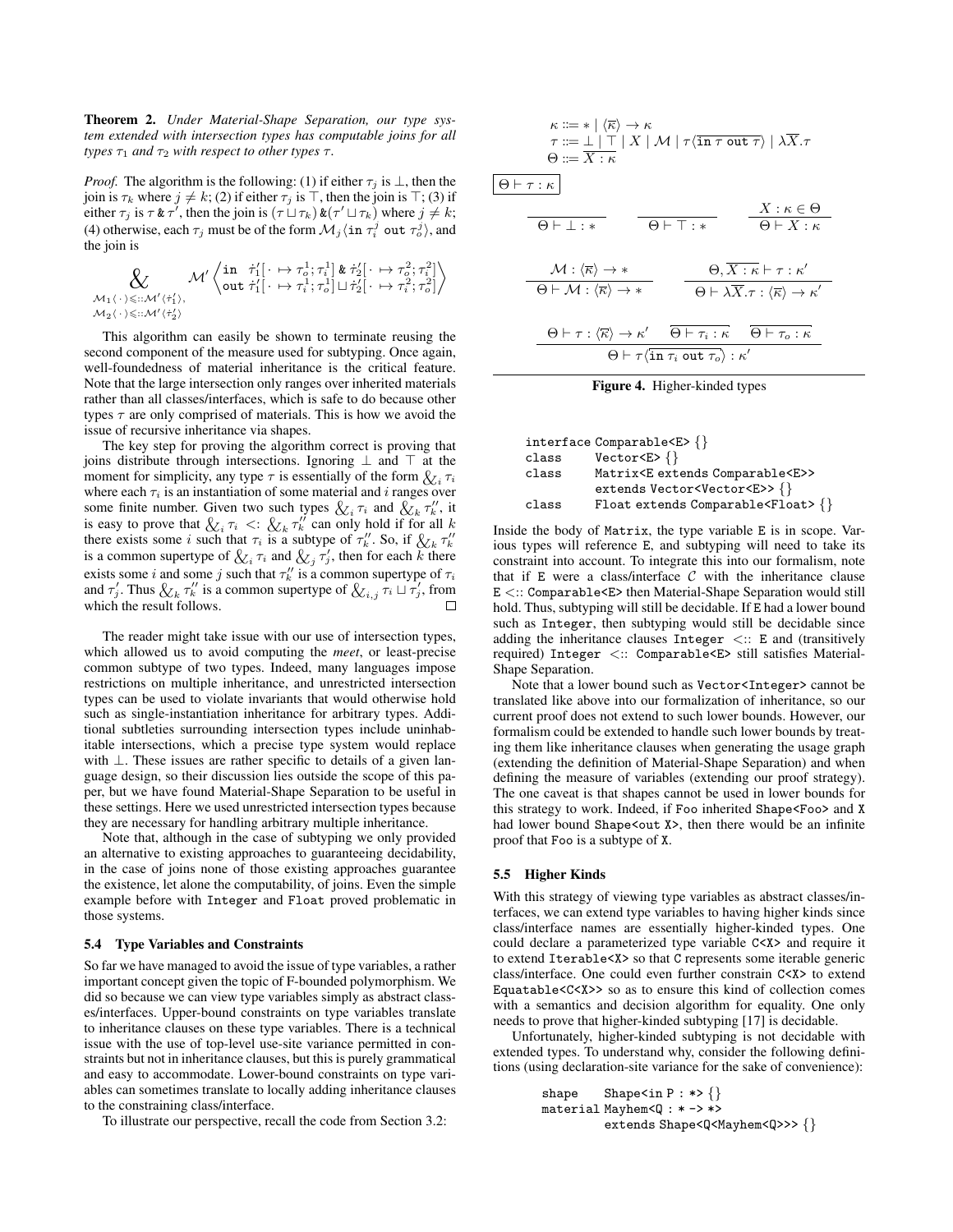**Theorem 2.** *Under Material-Shape Separation, our type system extended with intersection types has computable joins for all types $\tau_1$ and $\tau_2$ with respect to other types $\tau$.*

*Proof.* The algorithm is the following: (1) if either $\tau_j$ is $\bot$, then the join is $\tau_k$ where $j \neq k$; (2) if either $\tau_j$ is $\top$, then the join is $\top$; (3) if either $\tau_j$ is $\tau \,\&\, \tau'$, then the join is $(\tau \sqcup \tau_k) \,\&\, (\tau' \sqcup \tau_k)$ where $j \neq k$; (4) otherwise, each $\tau_j$ must be of the form $\mathcal{M}_j\langle \texttt{in}\ \tau_i^j\ \texttt{out}\ \tau_o^j\rangle$, and the join is

$$\mathop{\&}_{\substack{\mathcal{M}_1\langle\cdot\rangle \leqslant:: \mathcal{M}'\langle\dot{\tau}_1'\rangle,\\ \mathcal{M}_2\langle\cdot\rangle \leqslant:: \mathcal{M}'\langle\dot{\tau}_2'\rangle}} \mathcal{M}'\left\langle \begin{array}{l}\texttt{in}\ \ \dot{\tau}_1'[\cdot \mapsto \tau_o^1; \tau_i^1] \,\&\, \dot{\tau}_2'[\cdot \mapsto \tau_o^2; \tau_i^2] \\ \texttt{out}\ \dot{\tau}_1'[\cdot \mapsto \tau_i^1; \tau_o^1] \sqcup \dot{\tau}_2'[\cdot \mapsto \tau_i^2; \tau_o^2]\end{array}\right\rangle$$

This algorithm can easily be shown to terminate reusing the second component of the measure used for subtyping. Once again, well-foundedness of material inheritance is the critical feature. Note that the large intersection only ranges over inherited materials rather than all classes/interfaces, which is safe to do because other types $\tau$ are only comprised of materials. This is how we avoid the issue of recursive inheritance via shapes.

The key step for proving the algorithm correct is proving that joins distribute through intersections. Ignoring $\bot$ and $\top$ at the moment for simplicity, any type $\tau$ is essentially of the form $\&_i\, \tau_i$ where each $\tau_i$ is an instantiation of some material and $i$ ranges over some finite number. Given two such types $\&_i\, \tau_i$ and $\&_k\, \tau_k''$, it is easy to prove that $\&_i\, \tau_i <: \&_k\, \tau_k''$ can only hold if for all $k$ there exists some $i$ such that $\tau_i$ is a subtype of $\tau_k''$. So, if $\&_k\, \tau_k''$ is a common supertype of $\&_i\, \tau_i$ and $\&_j\, \tau_j'$, then for each $k$ there exists some $i$ and some $j$ such that $\tau_k''$ is a common supertype of $\tau_i$ and $\tau_j'$. Thus $\&_k\, \tau_k''$ is a common supertype of $\&_{i,j}\, \tau_i \sqcup \tau_j'$, from which the result follows. $\square$

The reader might take issue with our use of intersection types, which allowed us to avoid computing the *meet*, or least-precise common subtype of two types. Indeed, many languages impose restrictions on multiple inheritance, and unrestricted intersection types can be used to violate invariants that would otherwise hold such as single-instantiation inheritance for arbitrary types. Additional subtleties surrounding intersection types include uninhabitable intersections, which a precise type system would replace with $\bot$. These issues are rather specific to details of a given language design, so their discussion lies outside the scope of this paper, but we have found Material-Shape Separation to be useful in these settings. Here we used unrestricted intersection types because they are necessary for handling arbitrary multiple inheritance.

Note that, although in the case of subtyping we only provided an alternative to existing approaches to guaranteeing decidability, in the case of joins none of those existing approaches guarantee the existence, let alone the computability, of joins. Even the simple example before with `Integer` and `Float` proved problematic in those systems.

### 5.4 Type Variables and Constraints

So far we have managed to avoid the issue of type variables, a rather important concept given the topic of F-bounded polymorphism. We did so because we can view type variables simply as abstract classes/interfaces. Upper-bound constraints on type variables translate to inheritance clauses on these type variables. There is a technical issue with the use of top-level use-site variance permitted in constraints but not in inheritance clauses, but this is purely grammatical and easy to accommodate. Lower-bound constraints on type variables can sometimes translate to locally adding inheritance clauses to the constraining class/interface.

To illustrate our perspective, recall the code from Section 3.2:

$$\kappa ::= * \mid \langle\overline{\kappa}\rangle \to \kappa$$
$$\tau ::= \bot \mid \top \mid X \mid \mathcal{M} \mid \tau\langle\overline{\texttt{in}\ \tau\ \texttt{out}\ \tau}\rangle \mid \lambda\overline{X}.\tau$$
$$\Theta ::= \overline{X : \kappa}$$

$\boxed{\Theta \vdash \tau : \kappa}$

$$\frac{}{\Theta \vdash \bot : *} \qquad \frac{}{\Theta \vdash \top : *} \qquad \frac{X : \kappa \in \Theta}{\Theta \vdash X : \kappa}$$

$$\frac{\mathcal{M} : \langle\overline{\kappa}\rangle \to *}{\Theta \vdash \mathcal{M} : \langle\overline{\kappa}\rangle \to *} \qquad \frac{\Theta, \overline{X : \kappa} \vdash \tau : \kappa'}{\Theta \vdash \lambda\overline{X}.\tau : \langle\overline{\kappa}\rangle \to \kappa'}$$

$$\frac{\Theta \vdash \tau : \langle\overline{\kappa}\rangle \to \kappa' \qquad \overline{\Theta \vdash \tau_i : \kappa} \qquad \overline{\Theta \vdash \tau_o : \kappa}}{\Theta \vdash \tau\langle\overline{\texttt{in}\ \tau_i\ \texttt{out}\ \tau_o}\rangle : \kappa'}$$

**Figure 4.** Higher-kinded types

```
interface Comparable<E> {}
class     Vector<E> {}
class     Matrix<E extends Comparable<E>>
          extends Vector<Vector<E>> {}
class     Float extends Comparable<Float> {}
```

Inside the body of `Matrix`, the type variable `E` is in scope. Various types will reference `E`, and subtyping will need to take its constraint into account. To integrate this into our formalism, note that if `E` were a class/interface $\mathcal{C}$ with the inheritance clause `E` <:: `Comparable<E>` then Material-Shape Separation would still hold. Thus, subtyping will still be decidable. If `E` had a lower bound such as `Integer`, then subtyping would still be decidable since adding the inheritance clauses `Integer` <:: `E` and (transitively required) `Integer` <:: `Comparable<E>` still satisfies Material-Shape Separation.

Note that a lower bound such as `Vector<Integer>` cannot be translated like above into our formalization of inheritance, so our current proof does not extend to such lower bounds. However, our formalism could be extended to handle such lower bounds by treating them like inheritance clauses when generating the usage graph (extending the definition of Material-Shape Separation) and when defining the measure of variables (extending our proof strategy). The one caveat is that shapes cannot be used in lower bounds for this strategy to work. Indeed, if `Foo` inherited `Shape<Foo>` and `X` had lower bound `Shape<out X>`, then there would be an infinite proof that `Foo` is a subtype of `X`.

### 5.5 Higher Kinds

With this strategy of viewing type variables as abstract classes/interfaces, we can extend type variables to having higher kinds since class/interface names are essentially higher-kinded types. One could declare a parameterized type variable `C<X>` and require it to extend `Iterable<X>` so that `C` represents some iterable generic class/interface. One could even further constrain `C<X>` to extend `Equatable<C<X>>` so as to ensure this kind of collection comes with a semantics and decision algorithm for equality. One only needs to prove that higher-kinded subtyping [17] is decidable.

Unfortunately, higher-kinded subtyping is not decidable with extended types. To understand why, consider the following definitions (using declaration-site variance for the sake of convenience):

```
shape    Shape<in P : *> {}
material Mayhem<Q : * -> *>
         extends Shape<Q<Mayhem<Q>>> {}
```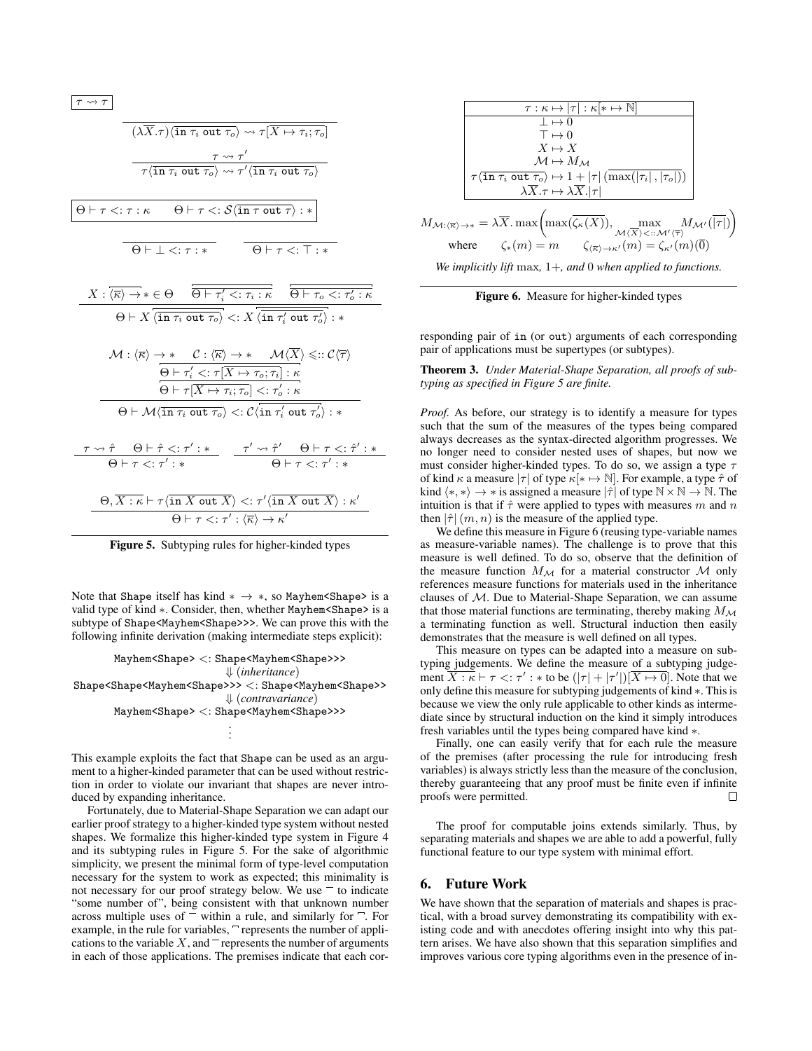$\boxed{\tau \rightsquigarrow \tau}$

$$\frac{}{(\lambda\overline{X}.\tau)\langle\overline{\texttt{in}\ \tau_i\ \texttt{out}\ \tau_o}\rangle \rightsquigarrow \tau[\overline{X \mapsto \tau_i; \tau_o}]}$$

$$\frac{\tau \rightsquigarrow \tau'}{\tau\langle\overline{\texttt{in}\ \tau_i\ \texttt{out}\ \tau_o}\rangle \rightsquigarrow \tau'\langle\overline{\texttt{in}\ \tau_i\ \texttt{out}\ \tau_o}\rangle}$$

$\boxed{\Theta \vdash \tau <: \tau : \kappa \qquad \Theta \vdash \tau <: \mathcal{S}\langle\overline{\texttt{in}\ \tau\ \texttt{out}\ \tau}\rangle : *}$

$$\frac{}{\Theta \vdash \bot <: \tau : *} \qquad \frac{}{\Theta \vdash \tau <: \top : *}$$

$$\frac{X : \overline{\langle\overline{\kappa}\rangle \rightarrow} * \in \Theta \quad \overline{\overline{\Theta \vdash \tau_i' <: \tau_i : \kappa}} \quad \overline{\overline{\Theta \vdash \tau_o <: \tau_o' : \kappa}}}{\Theta \vdash X\,\overline{\langle\overline{\texttt{in}\ \tau_i\ \texttt{out}\ \tau_o}\rangle} <: X\,\overline{\langle\overline{\texttt{in}\ \tau_i'\ \texttt{out}\ \tau_o'}\rangle} : *}$$

$$\frac{\begin{array}{c}\mathcal{M} : \langle\overline{\kappa}\rangle \rightarrow * \quad \mathcal{C} : \langle\overline{\kappa}\rangle \rightarrow * \quad \mathcal{M}\langle\overline{X}\rangle \leqslant:: \mathcal{C}\langle\overline{\tau}\rangle \\ \overline{\Theta \vdash \tau_i' <: \tau[\overline{X \mapsto \tau_o; \tau_i}] : \kappa} \\ \overline{\Theta \vdash \tau[\overline{X \mapsto \tau_i; \tau_o}] <: \tau_o' : \kappa}\end{array}}{\Theta \vdash \mathcal{M}\langle\overline{\texttt{in}\ \tau_i\ \texttt{out}\ \tau_o}\rangle <: \mathcal{C}\langle\overline{\texttt{in}\ \tau_i'\ \texttt{out}\ \tau_o'}\rangle : *}$$

$$\frac{\tau \rightsquigarrow \hat{\tau} \quad \Theta \vdash \hat{\tau} <: \tau' : *}{\Theta \vdash \tau <: \tau' : *} \qquad \frac{\tau' \rightsquigarrow \hat{\tau}' \quad \Theta \vdash \tau <: \hat{\tau}' : *}{\Theta \vdash \tau <: \tau' : *}$$

$$\frac{\Theta, \overline{X : \kappa} \vdash \tau\langle\overline{\texttt{in}\ X\ \texttt{out}\ X}\rangle <: \tau'\langle\overline{\texttt{in}\ X\ \texttt{out}\ X}\rangle : \kappa'}{\Theta \vdash \tau <: \tau' : \langle\overline{\kappa}\rangle \rightarrow \kappa'}$$

**Figure 5.** Subtyping rules for higher-kinded types

Note that Shape itself has kind $* \rightarrow *$, so Mayhem<Shape> is a valid type of kind $*$. Consider, then, whether Mayhem<Shape> is a subtype of Shape<Mayhem<Shape>>. We can prove this with the following infinite derivation (making intermediate steps explicit):

```
Mayhem<Shape> <: Shape<Mayhem<Shape>>
                ⇓ (inheritance)
Shape<Shape<Mayhem<Shape>>> <: Shape<Mayhem<Shape>>
                ⇓ (contravariance)
Mayhem<Shape> <: Shape<Mayhem<Shape>>
                ⋮
```

This example exploits the fact that Shape can be used as an argument to a higher-kinded parameter that can be used without restriction in order to violate our invariant that shapes are never introduced by expanding inheritance.

Fortunately, due to Material-Shape Separation we can adapt our earlier proof strategy to a higher-kinded type system without nested shapes. We formalize this higher-kinded type system in Figure 4 and its subtyping rules in Figure 5. For the sake of algorithmic simplicity, we present the minimal form of type-level computation necessary for the system to work as expected; this minimality is not necessary for our proof strategy below. We use $\overline{\ }$ to indicate "some number of", being consistent with that unknown number across multiple uses of $\overline{\ }$ within a rule, and similarly for $\overline{\overline{\ }}$. For example, in the rule for variables, $\overline{\overline{\ }}$ represents the number of applications to the variable $X$, and $\overline{\ }$ represents the number of arguments in each of those applications. The premises indicate that each corresponding pair of in (or out) arguments of each corresponding pair of applications must be supertypes (or subtypes).

**Theorem 3.** *Under Material-Shape Separation, all proofs of subtyping as specified in Figure 5 are finite.*

*Proof.* As before, our strategy is to identify a measure for types such that the sum of the measures of the types being compared always decreases as the syntax-directed algorithm progresses. We no longer need to consider nested uses of shapes, but now we must consider higher-kinded types. To do so, we assign a type $\tau$ of kind $\kappa$ a measure $|\tau|$ of type $\kappa[* \mapsto \mathbb{N}]$. For example, a type $\hat{\tau}$ of kind $\langle *, * \rangle \rightarrow *$ is assigned a measure $|\hat{\tau}|$ of type $\mathbb{N} \times \mathbb{N} \rightarrow \mathbb{N}$. The intuition is that if $\hat{\tau}$ were applied to types with measures $m$ and $n$ then $|\hat{\tau}|(m, n)$ is the measure of the applied type.

We define this measure in Figure 6 (reusing type-variable names as measure-variable names). The challenge is to prove that this measure is well defined. To do so, observe that the definition of the measure function $M_{\mathcal{M}}$ for a material constructor $\mathcal{M}$ only references measure functions for materials used in the inheritance clauses of $\mathcal{M}$. Due to Material-Shape Separation, we can assume that those material functions are terminating, thereby making $M_{\mathcal{M}}$ a terminating function as well. Structural induction then easily demonstrates that the measure is well defined on all types.

This measure on types can be adapted into a measure on subtyping judgements. We define the measure of a subtyping judgement $\overline{X : \kappa} \vdash \tau <: \tau' : *$ to be $(|\tau| + |\tau'|)[\overline{X \mapsto 0}]$. Note that we only define this measure for subtyping judgements of kind $*$. This is because we view the only rule applicable to other kinds as intermediate since by structural induction on the kind it simply introduces fresh variables until the types being compared have kind $*$.

Finally, one can easily verify that for each rule the measure of the premises (after processing the rule for introducing fresh variables) is always strictly less than the measure of the conclusion, thereby guaranteeing that any proof must be finite even if infinite proofs were permitted. ∎

$\boxed{\tau : \kappa \mapsto |\tau| : \kappa[* \mapsto \mathbb{N}]}$

$$\begin{array}{c}
\bot \mapsto 0 \\
\top \mapsto 0 \\
X \mapsto X \\
\mathcal{M} \mapsto M_{\mathcal{M}} \\
\tau\langle\overline{\texttt{in}\ \tau_i\ \texttt{out}\ \tau_o}\rangle \mapsto 1 + |\tau|\,(\overline{\max(|\tau_i|, |\tau_o|)}) \\
\lambda\overline{X}.\tau \mapsto \lambda\overline{X}.|\tau|
\end{array}$$

$$M_{\mathcal{M} : \langle\overline{\kappa}\rangle \rightarrow *} = \lambda\overline{X}.\max\left(\max(\overline{\zeta_\kappa(X)}), \max_{\mathcal{M}\langle\overline{X}\rangle <:: \mathcal{M}'\langle\overline{\tau}\rangle} M_{\mathcal{M}'}(\overline{|\tau|})\right)$$

$$\text{where} \qquad \zeta_*(m) = m \qquad \zeta_{\langle\overline{\kappa}\rangle \rightarrow \kappa'}(m) = \zeta_{\kappa'}(m)(\overline{0})$$

*We implicitly lift* max, 1+, *and* 0 *when applied to functions.*

**Figure 6.** Measure for higher-kinded types

The proof for computable joins extends similarly. Thus, by separating materials and shapes we are able to add a powerful, fully functional feature to our type system with minimal effort.

## 6. Future Work

We have shown that the separation of materials and shapes is practical, with a broad survey demonstrating its compatibility with existing code and with anecdotes offering insight into why this pattern arises. We have also shown that this separation simplifies and improves various core typing algorithms even in the presence of in-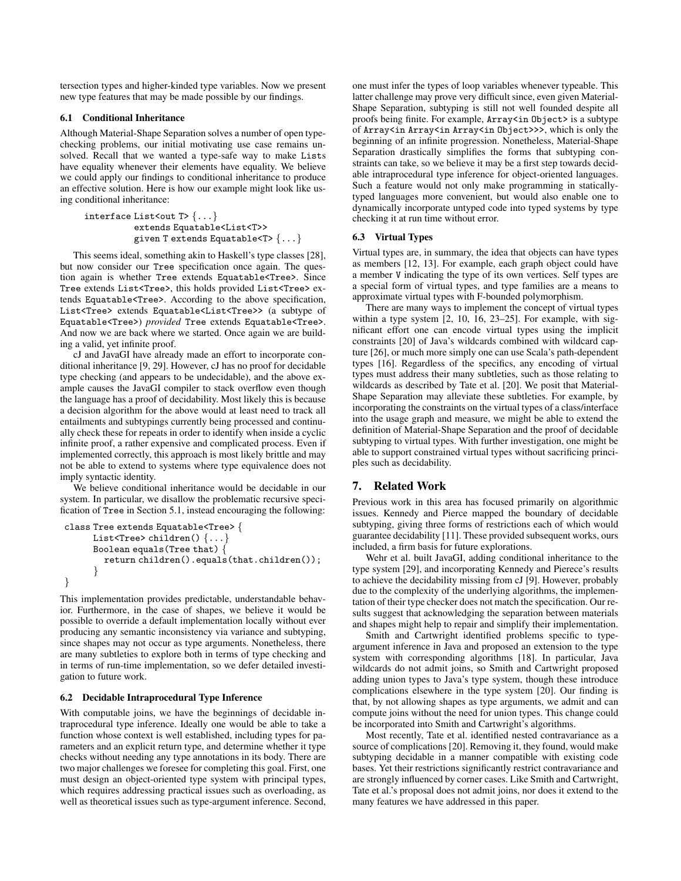tersection types and higher-kinded type variables. Now we present new type features that may be made possible by our findings.

### 6.1 Conditional Inheritance

Although Material-Shape Separation solves a number of open type-checking problems, our initial motivating use case remains unsolved. Recall that we wanted a type-safe way to make Lists have equality whenever their elements have equality. We believe we could apply our findings to conditional inheritance to produce an effective solution. Here is how our example might look like using conditional inheritance:

```
interface List<out T> {...}
          extends Equatable<List<T>>
          given T extends Equatable<T> {...}
```

This seems ideal, something akin to Haskell's type classes [28], but now consider our Tree specification once again. The question again is whether Tree extends Equatable<Tree>. Since Tree extends List<Tree>, this holds provided List<Tree> extends Equatable<Tree>. According to the above specification, List<Tree> extends Equatable<List<Tree>> (a subtype of Equatable<Tree>) *provided* Tree extends Equatable<Tree>. And now we are back where we started. Once again we are building a valid, yet infinite proof.

cJ and JavaGI have already made an effort to incorporate conditional inheritance [9, 29]. However, cJ has no proof for decidable type checking (and appears to be undecidable), and the above example causes the JavaGI compiler to stack overflow even though the language has a proof of decidability. Most likely this is because a decision algorithm for the above would at least need to track all entailments and subtypings currently being processed and continually check these for repeats in order to identify when inside a cyclic infinite proof, a rather expensive and complicated process. Even if implemented correctly, this approach is most likely brittle and may not be able to extend to systems where type equivalence does not imply syntactic identity.

We believe conditional inheritance would be decidable in our system. In particular, we disallow the problematic recursive specification of Tree in Section 5.1, instead encouraging the following:

```
class Tree extends Equatable<Tree> {
      List<Tree> children() {...}
      Boolean equals(Tree that) {
        return children().equals(that.children());
      }
}
```

This implementation provides predictable, understandable behavior. Furthermore, in the case of shapes, we believe it would be possible to override a default implementation locally without ever producing any semantic inconsistency via variance and subtyping, since shapes may not occur as type arguments. Nonetheless, there are many subtleties to explore both in terms of type checking and in terms of run-time implementation, so we defer detailed investigation to future work.

### 6.2 Decidable Intraprocedural Type Inference

With computable joins, we have the beginnings of decidable intraprocedural type inference. Ideally one would be able to take a function whose context is well established, including types for parameters and an explicit return type, and determine whether it type checks without needing any type annotations in its body. There are two major challenges we foresee for completing this goal. First, one must design an object-oriented type system with principal types, which requires addressing practical issues such as overloading, as well as theoretical issues such as type-argument inference. Second, one must infer the types of loop variables whenever typeable. This latter challenge may prove very difficult since, even given Material-Shape Separation, subtyping is still not well founded despite all proofs being finite. For example, Array<in Object> is a subtype of Array<in Array<in Array<in Object>>>, which is only the beginning of an infinite progression. Nonetheless, Material-Shape Separation drastically simplifies the forms that subtyping constraints can take, so we believe it may be a first step towards decidable intraprocedural type inference for object-oriented languages. Such a feature would not only make programming in statically-typed languages more convenient, but would also enable one to dynamically incorporate untyped code into typed systems by type checking it at run time without error.

### 6.3 Virtual Types

Virtual types are, in summary, the idea that objects can have types as members [12, 13]. For example, each graph object could have a member V indicating the type of its own vertices. Self types are a special form of virtual types, and type families are a means to approximate virtual types with F-bounded polymorphism.

There are many ways to implement the concept of virtual types within a type system [2, 10, 16, 23–25]. For example, with significant effort one can encode virtual types using the implicit constraints [20] of Java's wildcards combined with wildcard capture [26], or much more simply one can use Scala's path-dependent types [16]. Regardless of the specifics, any encoding of virtual types must address their many subtleties, such as those relating to wildcards as described by Tate et al. [20]. We posit that Material-Shape Separation may alleviate these subtleties. For example, by incorporating the constraints on the virtual types of a class/interface into the usage graph and measure, we might be able to extend the definition of Material-Shape Separation and the proof of decidable subtyping to virtual types. With further investigation, one might be able to support constrained virtual types without sacrificing principles such as decidability.

## 7. Related Work

Previous work in this area has focused primarily on algorithmic issues. Kennedy and Pierce mapped the boundary of decidable subtyping, giving three forms of restrictions each of which would guarantee decidability [11]. These provided subsequent works, ours included, a firm basis for future explorations.

Wehr et al. built JavaGI, adding conditional inheritance to the type system [29], and incorporating Kennedy and Pierece's results to achieve the decidability missing from cJ [9]. However, probably due to the complexity of the underlying algorithms, the implementation of their type checker does not match the specification. Our results suggest that acknowledging the separation between materials and shapes might help to repair and simplify their implementation.

Smith and Cartwright identified problems specific to type-argument inference in Java and proposed an extension to the type system with corresponding algorithms [18]. In particular, Java wildcards do not admit joins, so Smith and Cartwright proposed adding union types to Java's type system, though these introduce complications elsewhere in the type system [20]. Our finding is that, by not allowing shapes as type arguments, we admit and can compute joins without the need for union types. This change could be incorporated into Smith and Cartwright's algorithms.

Most recently, Tate et al. identified nested contravariance as a source of complications [20]. Removing it, they found, would make subtyping decidable in a manner compatible with existing code bases. Yet their restrictions significantly restrict contravariance and are strongly influenced by corner cases. Like Smith and Cartwright, Tate et al.'s proposal does not admit joins, nor does it extend to the many features we have addressed in this paper.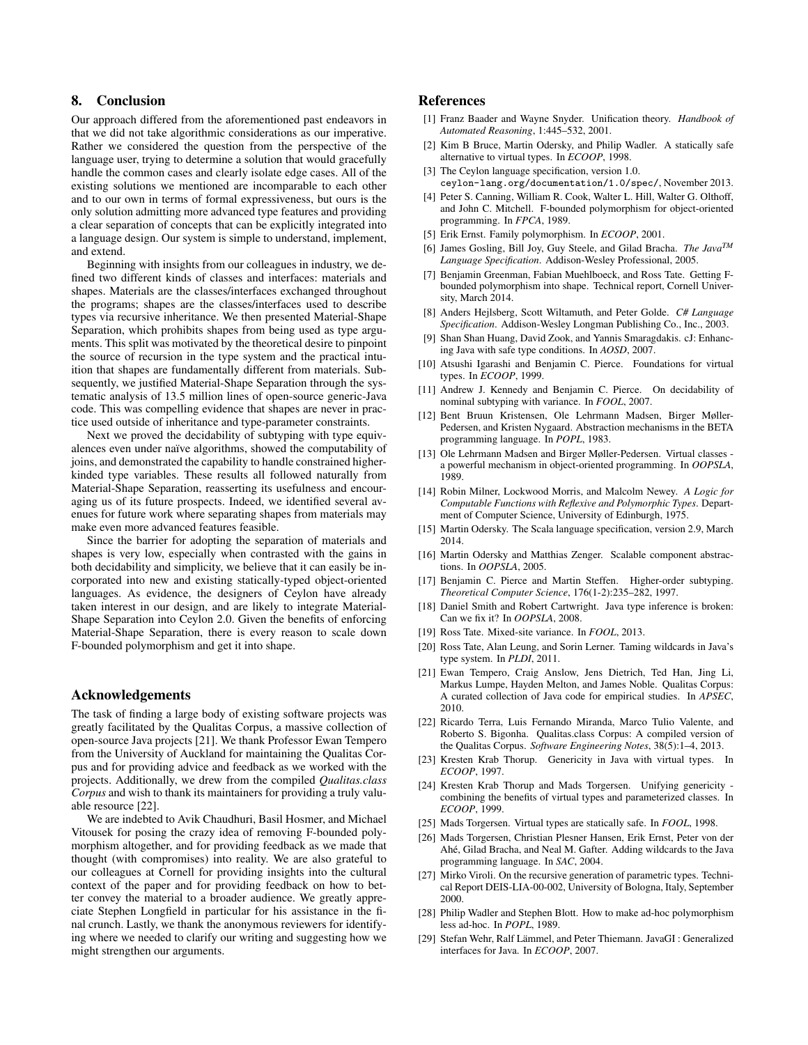## 8. Conclusion

Our approach differed from the aforementioned past endeavors in that we did not take algorithmic considerations as our imperative. Rather we considered the question from the perspective of the language user, trying to determine a solution that would gracefully handle the common cases and clearly isolate edge cases. All of the existing solutions we mentioned are incomparable to each other and to our own in terms of formal expressiveness, but ours is the only solution admitting more advanced type features and providing a clear separation of concepts that can be explicitly integrated into a language design. Our system is simple to understand, implement, and extend.

Beginning with insights from our colleagues in industry, we defined two different kinds of classes and interfaces: materials and shapes. Materials are the classes/interfaces exchanged throughout the programs; shapes are the classes/interfaces used to describe types via recursive inheritance. We then presented Material-Shape Separation, which prohibits shapes from being used as type arguments. This split was motivated by the theoretical desire to pinpoint the source of recursion in the type system and the practical intuition that shapes are fundamentally different from materials. Subsequently, we justified Material-Shape Separation through the systematic analysis of 13.5 million lines of open-source generic-Java code. This was compelling evidence that shapes are never in practice used outside of inheritance and type-parameter constraints.

Next we proved the decidability of subtyping with type equivalences even under naïve algorithms, showed the computability of joins, and demonstrated the capability to handle constrained higher-kinded type variables. These results all followed naturally from Material-Shape Separation, reasserting its usefulness and encouraging us of its future prospects. Indeed, we identified several avenues for future work where separating shapes from materials may make even more advanced features feasible.

Since the barrier for adopting the separation of materials and shapes is very low, especially when contrasted with the gains in both decidability and simplicity, we believe that it can easily be incorporated into new and existing statically-typed object-oriented languages. As evidence, the designers of Ceylon have already taken interest in our design, and are likely to integrate Material-Shape Separation into Ceylon 2.0. Given the benefits of enforcing Material-Shape Separation, there is every reason to scale down F-bounded polymorphism and get it into shape.

## Acknowledgements

The task of finding a large body of existing software projects was greatly facilitated by the Qualitas Corpus, a massive collection of open-source Java projects [21]. We thank Professor Ewan Tempero from the University of Auckland for maintaining the Qualitas Corpus and for providing advice and feedback as we worked with the projects. Additionally, we drew from the compiled *Qualitas.class Corpus* and wish to thank its maintainers for providing a truly valuable resource [22].

We are indebted to Avik Chaudhuri, Basil Hosmer, and Michael Vitousek for posing the crazy idea of removing F-bounded polymorphism altogether, and for providing feedback as we made that thought (with compromises) into reality. We are also grateful to our colleagues at Cornell for providing insights into the cultural context of the paper and for providing feedback on how to better convey the material to a broader audience. We greatly appreciate Stephen Longfield in particular for his assistance in the final crunch. Lastly, we thank the anonymous reviewers for identifying where we needed to clarify our writing and suggesting how we might strengthen our arguments.

## References

[1] Franz Baader and Wayne Snyder. Unification theory. *Handbook of Automated Reasoning*, 1:445–532, 2001.

[2] Kim B Bruce, Martin Odersky, and Philip Wadler. A statically safe alternative to virtual types. In *ECOOP*, 1998.

[3] The Ceylon language specification, version 1.0. ceylon-lang.org/documentation/1.0/spec/, November 2013.

[4] Peter S. Canning, William R. Cook, Walter L. Hill, Walter G. Olthoff, and John C. Mitchell. F-bounded polymorphism for object-oriented programming. In *FPCA*, 1989.

[5] Erik Ernst. Family polymorphism. In *ECOOP*, 2001.

[6] James Gosling, Bill Joy, Guy Steele, and Gilad Bracha. *The Java™ Language Specification*. Addison-Wesley Professional, 2005.

[7] Benjamin Greenman, Fabian Muehlboeck, and Ross Tate. Getting F-bounded polymorphism into shape. Technical report, Cornell University, March 2014.

[8] Anders Hejlsberg, Scott Wiltamuth, and Peter Golde. *C# Language Specification*. Addison-Wesley Longman Publishing Co., Inc., 2003.

[9] Shan Shan Huang, David Zook, and Yannis Smaragdakis. cJ: Enhancing Java with safe type conditions. In *AOSD*, 2007.

[10] Atsushi Igarashi and Benjamin C. Pierce. Foundations for virtual types. In *ECOOP*, 1999.

[11] Andrew J. Kennedy and Benjamin C. Pierce. On decidability of nominal subtyping with variance. In *FOOL*, 2007.

[12] Bent Bruun Kristensen, Ole Lehrmann Madsen, Birger Møller-Pedersen, and Kristen Nygaard. Abstraction mechanisms in the BETA programming language. In *POPL*, 1983.

[13] Ole Lehrmann Madsen and Birger Møller-Pedersen. Virtual classes - a powerful mechanism in object-oriented programming. In *OOPSLA*, 1989.

[14] Robin Milner, Lockwood Morris, and Malcolm Newey. *A Logic for Computable Functions with Reflexive and Polymorphic Types*. Department of Computer Science, University of Edinburgh, 1975.

[15] Martin Odersky. The Scala language specification, version 2.9, March 2014.

[16] Martin Odersky and Matthias Zenger. Scalable component abstractions. In *OOPSLA*, 2005.

[17] Benjamin C. Pierce and Martin Steffen. Higher-order subtyping. *Theoretical Computer Science*, 176(1-2):235–282, 1997.

[18] Daniel Smith and Robert Cartwright. Java type inference is broken: Can we fix it? In *OOPSLA*, 2008.

[19] Ross Tate. Mixed-site variance. In *FOOL*, 2013.

[20] Ross Tate, Alan Leung, and Sorin Lerner. Taming wildcards in Java's type system. In *PLDI*, 2011.

[21] Ewan Tempero, Craig Anslow, Jens Dietrich, Ted Han, Jing Li, Markus Lumpe, Hayden Melton, and James Noble. Qualitas Corpus: A curated collection of Java code for empirical studies. In *APSEC*, 2010.

[22] Ricardo Terra, Luis Fernando Miranda, Marco Tulio Valente, and Roberto S. Bigonha. Qualitas.class Corpus: A compiled version of the Qualitas Corpus. *Software Engineering Notes*, 38(5):1–4, 2013.

[23] Kresten Krab Thorup. Genericity in Java with virtual types. In *ECOOP*, 1997.

[24] Kresten Krab Thorup and Mads Torgersen. Unifying genericity - combining the benefits of virtual types and parameterized classes. In *ECOOP*, 1999.

[25] Mads Torgersen. Virtual types are statically safe. In *FOOL*, 1998.

[26] Mads Torgersen, Christian Plesner Hansen, Erik Ernst, Peter von der Ahé, Gilad Bracha, and Neal M. Gafter. Adding wildcards to the Java programming language. In *SAC*, 2004.

[27] Mirko Viroli. On the recursive generation of parametric types. Technical Report DEIS-LIA-00-002, University of Bologna, Italy, September 2000.

[28] Philip Wadler and Stephen Blott. How to make ad-hoc polymorphism less ad-hoc. In *POPL*, 1989.

[29] Stefan Wehr, Ralf Lämmel, and Peter Thiemann. JavaGI : Generalized interfaces for Java. In *ECOOP*, 2007.